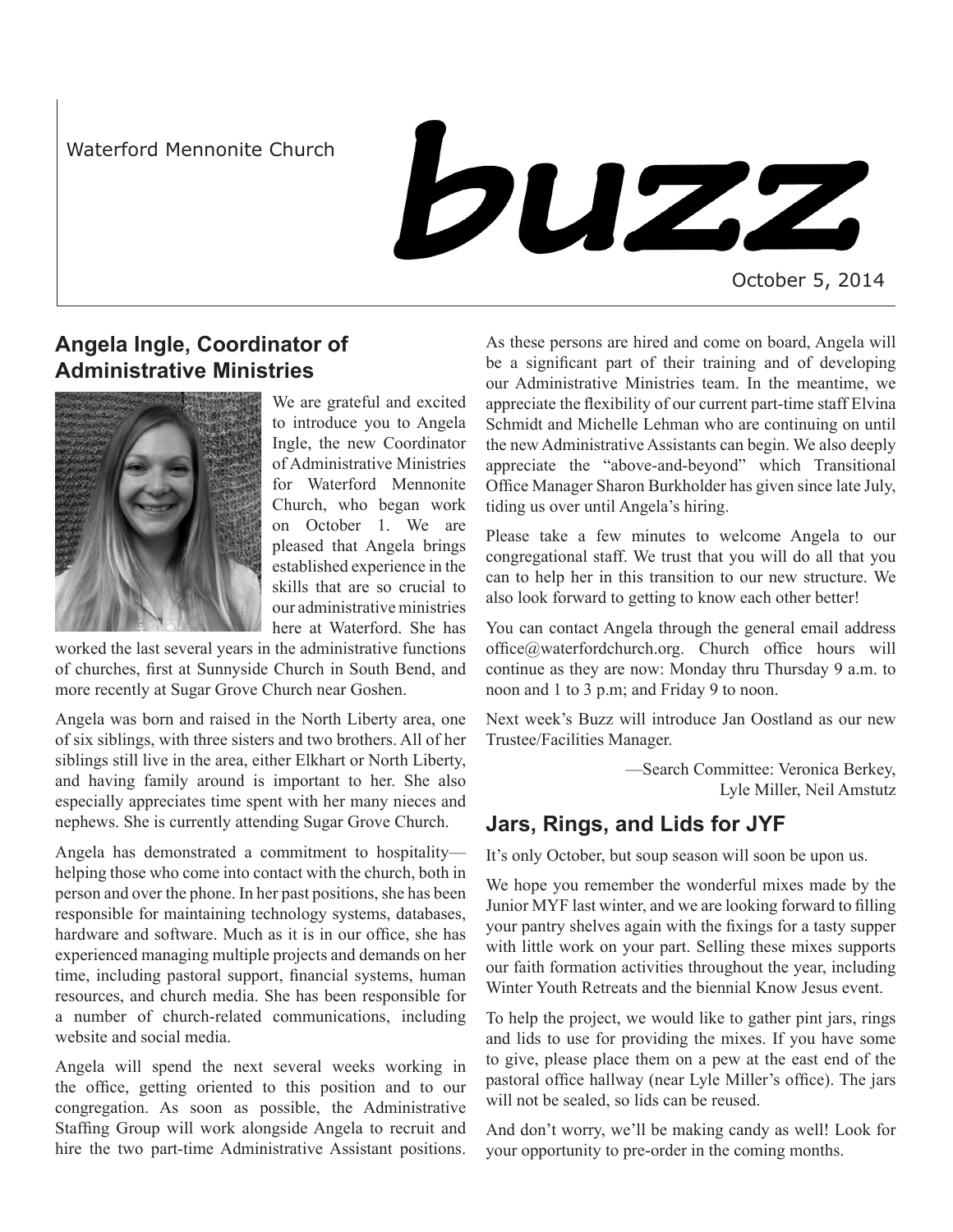Waterford Mennonite Church

# buzz

October 5, 2014

## Angela Ingle, Coordinator of Administrative Ministries

We are grateful and excited to introduce you to Angela Ingle, the new Coordinator of Administrative Ministries for Waterford Mennonite Church, who began work on October 1. We are pleased that Angela brings established experience in the skills that are so crucial to our administrative ministries here at Waterford. She has worked the last several years in the administrative functions of churches, first at Sunnyside Church in South Bend, and more recently at Sugar Grove Church near Goshen.

Angela was born and raised in the North Liberty area, one of six siblings, with three sisters and two brothers. All of her siblings still live in the area, either Elkhart or North Liberty, and having family around is important to her. She also especially appreciates time spent with her many nieces and nephews. She is currently attending Sugar Grove Church.

Angela has demonstrated a commitment to hospitality—helping those who come into contact with the church, both in person and over the phone. In her past positions, she has been responsible for maintaining technology systems, databases, hardware and software. Much as it is in our office, she has experienced managing multiple projects and demands on her time, including pastoral support, financial systems, human resources, and church media. She has been responsible for a number of church-related communications, including website and social media.

Angela will spend the next several weeks working in the office, getting oriented to this position and to our congregation. As soon as possible, the Administrative Staffing Group will work alongside Angela to recruit and hire the two part-time Administrative Assistant positions. As these persons are hired and come on board, Angela will be a significant part of their training and of developing our Administrative Ministries team. In the meantime, we appreciate the flexibility of our current part-time staff Elvina Schmidt and Michelle Lehman who are continuing on until the new Administrative Assistants can begin. We also deeply appreciate the "above-and-beyond" which Transitional Office Manager Sharon Burkholder has given since late July, tiding us over until Angela's hiring.

Please take a few minutes to welcome Angela to our congregational staff. We trust that you will do all that you can to help her in this transition to our new structure. We also look forward to getting to know each other better!

You can contact Angela through the general email address office@waterfordchurch.org. Church office hours will continue as they are now: Monday thru Thursday 9 a.m. to noon and 1 to 3 p.m; and Friday 9 to noon.

Next week's Buzz will introduce Jan Oostland as our new Trustee/Facilities Manager.

—Search Committee: Veronica Berkey, Lyle Miller, Neil Amstutz

## Jars, Rings, and Lids for JYF

It's only October, but soup season will soon be upon us.

We hope you remember the wonderful mixes made by the Junior MYF last winter, and we are looking forward to filling your pantry shelves again with the fixings for a tasty supper with little work on your part. Selling these mixes supports our faith formation activities throughout the year, including Winter Youth Retreats and the biennial Know Jesus event.

To help the project, we would like to gather pint jars, rings and lids to use for providing the mixes. If you have some to give, please place them on a pew at the east end of the pastoral office hallway (near Lyle Miller's office). The jars will not be sealed, so lids can be reused.

And don't worry, we'll be making candy as well! Look for your opportunity to pre-order in the coming months.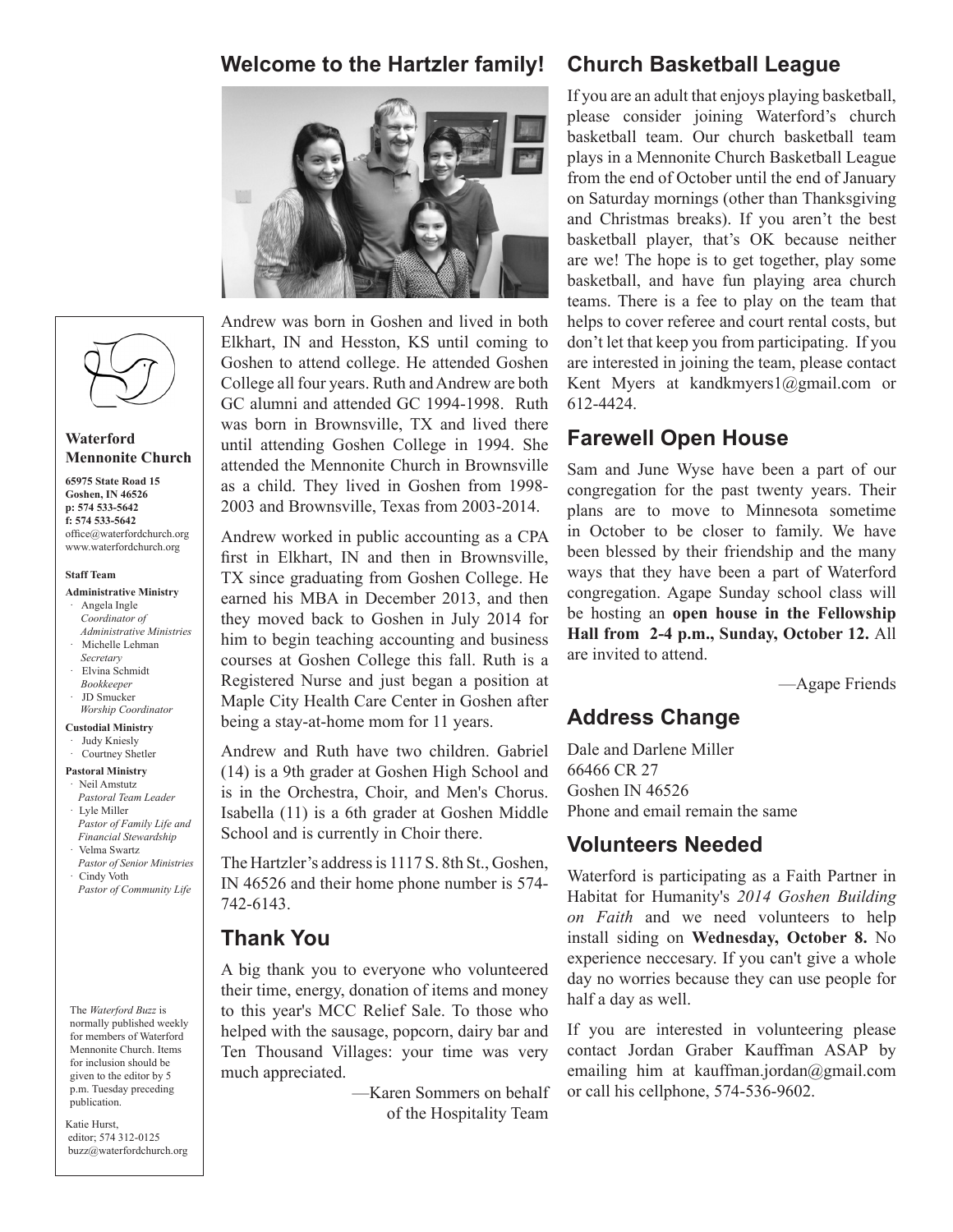## Welcome to the Hartzler family!

Andrew was born in Goshen and lived in both Elkhart, IN and Hesston, KS until coming to Goshen to attend college. He attended Goshen College all four years. Ruth and Andrew are both GC alumni and attended GC 1994-1998. Ruth was born in Brownsville, TX and lived there until attending Goshen College in 1994. She attended the Mennonite Church in Brownsville as a child. They lived in Goshen from 1998-2003 and Brownsville, Texas from 2003-2014.

Andrew worked in public accounting as a CPA first in Elkhart, IN and then in Brownsville, TX since graduating from Goshen College. He earned his MBA in December 2013, and then they moved back to Goshen in July 2014 for him to begin teaching accounting and business courses at Goshen College this fall. Ruth is a Registered Nurse and just began a position at Maple City Health Care Center in Goshen after being a stay-at-home mom for 11 years.

Andrew and Ruth have two children. Gabriel (14) is a 9th grader at Goshen High School and is in the Orchestra, Choir, and Men's Chorus. Isabella (11) is a 6th grader at Goshen Middle School and is currently in Choir there.

The Hartzler's address is 1117 S. 8th St., Goshen, IN 46526 and their home phone number is 574-742-6143.

## Thank You

A big thank you to everyone who volunteered their time, energy, donation of items and money to this year's MCC Relief Sale. To those who helped with the sausage, popcorn, dairy bar and Ten Thousand Villages: your time was very much appreciated.

—Karen Sommers on behalf of the Hospitality Team

## Church Basketball League

If you are an adult that enjoys playing basketball, please consider joining Waterford's church basketball team. Our church basketball team plays in a Mennonite Church Basketball League from the end of October until the end of January on Saturday mornings (other than Thanksgiving and Christmas breaks). If you aren't the best basketball player, that's OK because neither are we! The hope is to get together, play some basketball, and have fun playing area church teams. There is a fee to play on the team that helps to cover referee and court rental costs, but don't let that keep you from participating. If you are interested in joining the team, please contact Kent Myers at kandkmyers1@gmail.com or 612-4424.

## Farewell Open House

Sam and June Wyse have been a part of our congregation for the past twenty years. Their plans are to move to Minnesota sometime in October to be closer to family. We have been blessed by their friendship and the many ways that they have been a part of Waterford congregation. Agape Sunday school class will be hosting an **open house in the Fellowship Hall from 2-4 p.m., Sunday, October 12.** All are invited to attend.

—Agape Friends

## Address Change

Dale and Darlene Miller
66466 CR 27
Goshen IN 46526
Phone and email remain the same

## Volunteers Needed

Waterford is participating as a Faith Partner in Habitat for Humanity's *2014 Goshen Building on Faith* and we need volunteers to help install siding on **Wednesday, October 8.** No experience neccesary. If you can't give a whole day no worries because they can use people for half a day as well.

If you are interested in volunteering please contact Jordan Graber Kauffman ASAP by emailing him at kauffman.jordan@gmail.com or call his cellphone, 574-536-9602.

---

**Waterford Mennonite Church**

**65975 State Road 15**
**Goshen, IN 46526**
**p: 574 533-5642**
**f: 574 533-5642**
office@waterfordchurch.org
www.waterfordchurch.org

**Staff Team**

**Administrative Ministry**
- Angela Ingle
  *Coordinator of Administrative Ministries*
- Michelle Lehman
  *Secretary*
- Elvina Schmidt
  *Bookkeeper*
- JD Smucker
  *Worship Coordinator*

**Custodial Ministry**
- Judy Kniesly
- Courtney Shetler

**Pastoral Ministry**
- Neil Amstutz
  *Pastoral Team Leader*
- Lyle Miller
  *Pastor of Family Life and Financial Stewardship*
- Velma Swartz
  *Pastor of Senior Ministries*
- Cindy Voth
  *Pastor of Community Life*

The *Waterford Buzz* is normally published weekly for members of Waterford Mennonite Church. Items for inclusion should be given to the editor by 5 p.m. Tuesday preceding publication.

Katie Hurst,
editor; 574 312-0125
buzz@waterfordchurch.org